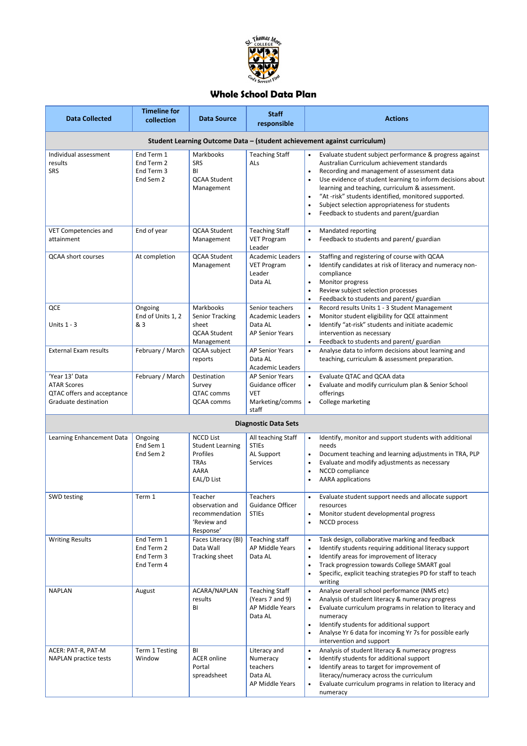# Whole School Data Plan

| Data Collected | Timeline for collection | Data Source | Staff responsible | Actions |
|---|---|---|---|---|
| **Student Learning Outcome Data – (student achievement against curriculum)** | | | | |
| Individual assessment results<br>SRS | End Term 1<br>End Term 2<br>End Term 3<br>End Sem 2 | Markbooks<br>SRS<br>BI<br>QCAA Student Management | Teaching Staff<br>ALs | • Evaluate student subject performance & progress against Australian Curriculum achievement standards<br>• Recording and management of assessment data<br>• Use evidence of student learning to inform decisions about learning and teaching, curriculum & assessment.<br>• "At -risk" students identified, monitored supported.<br>• Subject selection appropriateness for students<br>• Feedback to students and parent/guardian |
| VET Competencies and attainment | End of year | QCAA Student Management | Teaching Staff<br>VET Program Leader | • Mandated reporting<br>• Feedback to students and parent/ guardian |
| QCAA short courses | At completion | QCAA Student Management | Academic Leaders<br>VET Program Leader<br>Data AL | • Staffing and registering of course with QCAA<br>• Identify candidates at risk of literacy and numeracy non-compliance<br>• Monitor progress<br>• Review subject selection processes<br>• Feedback to students and parent/ guardian |
| QCE<br><br>Units 1 - 3 | Ongoing<br>End of Units 1, 2 & 3 | Markbooks<br>Senior Tracking sheet<br>QCAA Student Management | Senior teachers<br>Academic Leaders<br>Data AL<br>AP Senior Years | • Record results Units 1 - 3 Student Management<br>• Monitor student eligibility for QCE attainment<br>• Identify "at-risk" students and initiate academic intervention as necessary<br>• Feedback to students and parent/ guardian |
| External Exam results | February / March | QCAA subject reports | AP Senior Years<br>Data AL<br>Academic Leaders | • Analyse data to inform decisions about learning and teaching, curriculum & assessment preparation. |
| 'Year 13' Data<br>ATAR Scores<br>QTAC offers and acceptance<br>Graduate destination | February / March | Destination Survey<br>QTAC comms<br>QCAA comms | AP Senior Years<br>Guidance officer<br>VET<br>Marketing/comms staff | • Evaluate QTAC and QCAA data<br>• Evaluate and modify curriculum plan & Senior School offerings<br>• College marketing |
| **Diagnostic Data Sets** | | | | |
| Learning Enhancement Data | Ongoing<br>End Sem 1<br>End Sem 2 | NCCD List<br>Student Learning Profiles<br>TRAs<br>AARA<br>EAL/D List | All teaching Staff<br>STIEs<br>AL Support Services | • Identify, monitor and support students with additional needs<br>• Document teaching and learning adjustments in TRA, PLP<br>• Evaluate and modify adjustments as necessary<br>• NCCD compliance<br>• AARA applications |
| SWD testing | Term 1 | Teacher observation and recommendation 'Review and Response' | Teachers<br>Guidance Officer<br>STIEs | • Evaluate student support needs and allocate support resources<br>• Monitor student developmental progress<br>• NCCD process |
| Writing Results | End Term 1<br>End Term 2<br>End Term 3<br>End Term 4 | Faces Literacy (BI)<br>Data Wall<br>Tracking sheet | Teaching staff<br>AP Middle Years<br>Data AL | • Task design, collaborative marking and feedback<br>• Identify students requiring additional literacy support<br>• Identify areas for improvement of literacy<br>• Track progression towards College SMART goal<br>• Specific, explicit teaching strategies PD for staff to teach writing |
| NAPLAN | August | ACARA/NAPLAN results<br>BI | Teaching Staff (Years 7 and 9)<br>AP Middle Years<br>Data AL | • Analyse overall school performance (NMS etc)<br>• Analysis of student literacy & numeracy progress<br>• Evaluate curriculum programs in relation to literacy and numeracy<br>• Identify students for additional support<br>• Analyse Yr 6 data for incoming Yr 7s for possible early intervention and support |
| ACER: PAT-R, PAT-M<br>NAPLAN practice tests | Term 1 Testing Window | BI<br>ACER online Portal<br>spreadsheet | Literacy and Numeracy teachers<br>Data AL<br>AP Middle Years | • Analysis of student literacy & numeracy progress<br>• Identify students for additional support<br>• Identify areas to target for improvement of literacy/numeracy across the curriculum<br>• Evaluate curriculum programs in relation to literacy and numeracy |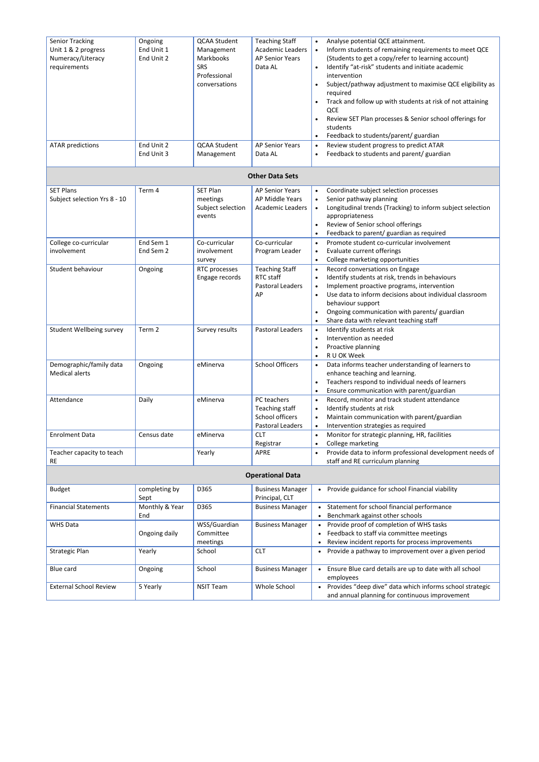| | | | | |
|---|---|---|---|---|
| Senior Tracking<br>Unit 1 & 2 progress<br>Numeracy/Literacy requirements | Ongoing<br>End Unit 1<br>End Unit 2 | QCAA Student Management<br>Markbooks<br>SRS<br>Professional conversations | Teaching Staff<br>Academic Leaders<br>AP Senior Years<br>Data AL | • Analyse potential QCE attainment.<br>• Inform students of remaining requirements to meet QCE (Students to get a copy/refer to learning account)<br>• Identify "at-risk" students and initiate academic intervention<br>• Subject/pathway adjustment to maximise QCE eligibility as required<br>• Track and follow up with students at risk of not attaining QCE<br>• Review SET Plan processes & Senior school offerings for students<br>• Feedback to students/parent/ guardian |
| ATAR predictions | End Unit 2<br>End Unit 3 | QCAA Student Management | AP Senior Years<br>Data AL | • Review student progress to predict ATAR<br>• Feedback to students and parent/ guardian |
| **Other Data Sets** | | | | |
| SET Plans<br>Subject selection Yrs 8 - 10 | Term 4 | SET Plan meetings<br>Subject selection events | AP Senior Years<br>AP Middle Years<br>Academic Leaders | • Coordinate subject selection processes<br>• Senior pathway planning<br>• Longitudinal trends (Tracking) to inform subject selection appropriateness<br>• Review of Senior school offerings<br>• Feedback to parent/ guardian as required |
| College co-curricular involvement | End Sem 1<br>End Sem 2 | Co-curricular involvement survey | Co-curricular Program Leader | • Promote student co-curricular involvement<br>• Evaluate current offerings<br>• College marketing opportunities |
| Student behaviour | Ongoing | RTC processes<br>Engage records | Teaching Staff<br>RTC staff<br>Pastoral Leaders<br>AP | • Record conversations on Engage<br>• Identify students at risk, trends in behaviours<br>• Implement proactive programs, intervention<br>• Use data to inform decisions about individual classroom behaviour support<br>• Ongoing communication with parents/ guardian<br>• Share data with relevant teaching staff |
| Student Wellbeing survey | Term 2 | Survey results | Pastoral Leaders | • Identify students at risk<br>• Intervention as needed<br>• Proactive planning<br>• R U OK Week |
| Demographic/family data<br>Medical alerts | Ongoing | eMinerva | School Officers | • Data informs teacher understanding of learners to enhance teaching and learning.<br>• Teachers respond to individual needs of learners<br>• Ensure communication with parent/guardian |
| Attendance | Daily | eMinerva | PC teachers<br>Teaching staff<br>School officers<br>Pastoral Leaders | • Record, monitor and track student attendance<br>• Identify students at risk<br>• Maintain communication with parent/guardian<br>• Intervention strategies as required |
| Enrolment Data | Census date | eMinerva | CLT<br>Registrar | • Monitor for strategic planning, HR, facilities<br>• College marketing |
| Teacher capacity to teach RE | | Yearly | APRE | • Provide data to inform professional development needs of staff and RE curriculum planning |
| **Operational Data** | | | | |
| Budget | completing by Sept | D365 | Business Manager<br>Principal, CLT | • Provide guidance for school Financial viability |
| Financial Statements | Monthly & Year End | D365 | Business Manager | • Statement for school financial performance<br>• Benchmark against other schools |
| WHS Data | Ongoing daily | WSS/Guardian<br>Committee meetings | Business Manager | • Provide proof of completion of WHS tasks<br>• Feedback to staff via committee meetings<br>• Review incident reports for process improvements |
| Strategic Plan | Yearly | School | CLT | • Provide a pathway to improvement over a given period |
| Blue card | Ongoing | School | Business Manager | • Ensure Blue card details are up to date with all school employees |
| External School Review | 5 Yearly | NSIT Team | Whole School | • Provides "deep dive" data which informs school strategic and annual planning for continuous improvement |